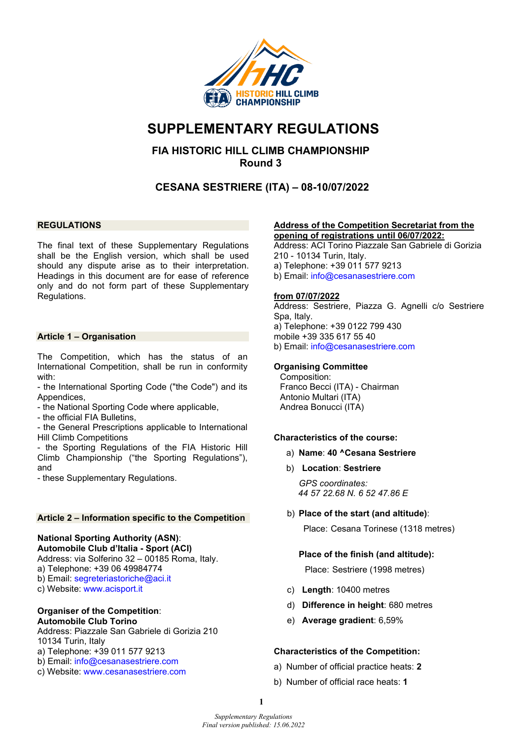# SUPPLEMENTARY REGULATIONS

## FIA HISTORIC HILL CLIMB CHAMPIONSHIP
## Round 3

## CESANA SESTRIERE (ITA) – 08-10/07/2022

### REGULATIONS

The final text of these Supplementary Regulations shall be the English version, which shall be used should any dispute arise as to their interpretation. Headings in this document are for ease of reference only and do not form part of these Supplementary Regulations.

### Article 1 – Organisation

The Competition, which has the status of an International Competition, shall be run in conformity with:
- the International Sporting Code ("the Code") and its Appendices,
- the National Sporting Code where applicable,
- the official FIA Bulletins,
- the General Prescriptions applicable to International Hill Climb Competitions
- the Sporting Regulations of the FIA Historic Hill Climb Championship ("the Sporting Regulations"), and
- these Supplementary Regulations.

### Article 2 – Information specific to the Competition

**National Sporting Authority (ASN)**:
**Automobile Club d'Italia - Sport (ACI)**
Address: via Solferino 32 – 00185 Roma, Italy.
a) Telephone: +39 06 49984774
b) Email: segreteriastoriche@aci.it
c) Website: www.acisport.it

**Organiser of the Competition**:
**Automobile Club Torino**
Address: Piazzale San Gabriele di Gorizia 210
10134 Turin, Italy
a) Telephone: +39 011 577 9213
b) Email: info@cesanasestriere.com
c) Website: www.cesanasestriere.com

**<u>Address of the Competition Secretariat from the opening of registrations until 06/07/2022:</u>**
Address: ACI Torino Piazzale San Gabriele di Gorizia 210 - 10134 Turin, Italy.
a) Telephone: +39 011 577 9213
b) Email: info@cesanasestriere.com

**<u>from 07/07/2022</u>**
Address: Sestriere, Piazza G. Agnelli c/o Sestriere Spa, Italy.
a) Telephone: +39 0122 799 430
mobile +39 335 617 55 40
b) Email: info@cesanasestriere.com

**Organising Committee**
Composition:
Franco Becci (ITA) - Chairman
Antonio Multari (ITA)
Andrea Bonucci (ITA)

**Characteristics of the course:**

a) **Name**: **40 ^Cesana Sestriere**
b) **Location**: **Sestriere**
*GPS coordinates:*
*44 57 22.68 N. 6 52 47.86 E*
b) **Place of the start (and altitude)**:
Place: Cesana Torinese (1318 metres)

**Place of the finish (and altitude):**
Place: Sestriere (1998 metres)
c) **Length**: 10400 metres
d) **Difference in height**: 680 metres
e) **Average gradient**: 6,59%

**Characteristics of the Competition:**

a) Number of official practice heats: **2**
b) Number of official race heats: **1**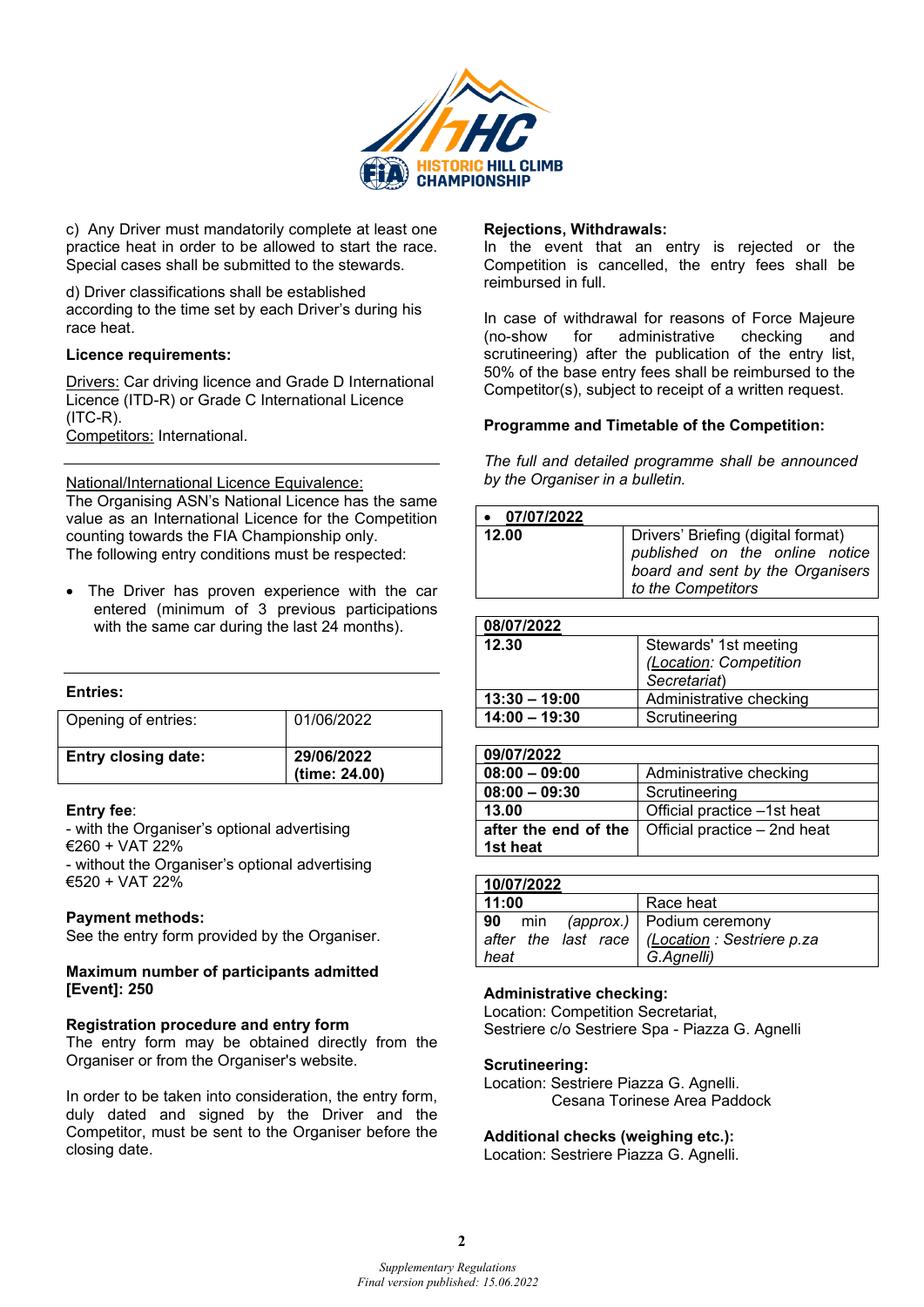c) Any Driver must mandatorily complete at least one practice heat in order to be allowed to start the race. Special cases shall be submitted to the stewards.

d) Driver classifications shall be established according to the time set by each Driver's during his race heat.

**Licence requirements:**

Drivers: Car driving licence and Grade D International Licence (ITD-R) or Grade C International Licence (ITC-R).
Competitors: International.

National/International Licence Equivalence:
The Organising ASN's National Licence has the same value as an International Licence for the Competition counting towards the FIA Championship only.
The following entry conditions must be respected:

- The Driver has proven experience with the car entered (minimum of 3 previous participations with the same car during the last 24 months).

**Entries:**

| Opening of entries: | 01/06/2022 |
|---|---|
| **Entry closing date:** | **29/06/2022 (time: 24.00)** |

**Entry fee**:
- with the Organiser's optional advertising €260 + VAT 22%
- without the Organiser's optional advertising €520 + VAT 22%

**Payment methods:**
See the entry form provided by the Organiser.

**Maximum number of participants admitted [Event]: 250**

**Registration procedure and entry form**
The entry form may be obtained directly from the Organiser or from the Organiser's website.

In order to be taken into consideration, the entry form, duly dated and signed by the Driver and the Competitor, must be sent to the Organiser before the closing date.

**Rejections, Withdrawals:**
In the event that an entry is rejected or the Competition is cancelled, the entry fees shall be reimbursed in full.

In case of withdrawal for reasons of Force Majeure (no-show for administrative checking and scrutineering) after the publication of the entry list, 50% of the base entry fees shall be reimbursed to the Competitor(s), subject to receipt of a written request.

**Programme and Timetable of the Competition:**

*The full and detailed programme shall be announced by the Organiser in a bulletin.*

| • **07/07/2022** | |
|---|---|
| **12.00** | Drivers' Briefing (digital format) *published on the online notice board and sent by the Organisers to the Competitors* |

| **08/07/2022** | |
|---|---|
| **12.30** | Stewards' 1st meeting *(Location: Competition Secretariat)* |
| **13:30 – 19:00** | Administrative checking |
| **14:00 – 19:30** | Scrutineering |

| **09/07/2022** | |
|---|---|
| **08:00 – 09:00** | Administrative checking |
| **08:00 – 09:30** | Scrutineering |
| **13.00** | Official practice –1st heat |
| **after the end of the 1st heat** | Official practice – 2nd heat |

| **10/07/2022** | |
|---|---|
| **11:00** | Race heat |
| **90** min *(approx.) after the last race heat* | Podium ceremony *(Location : Sestriere p.za G.Agnelli)* |

**Administrative checking:**
Location: Competition Secretariat,
Sestriere c/o Sestriere Spa - Piazza G. Agnelli

**Scrutineering:**
Location: Sestriere Piazza G. Agnelli.
Cesana Torinese Area Paddock

**Additional checks (weighing etc.):**
Location: Sestriere Piazza G. Agnelli.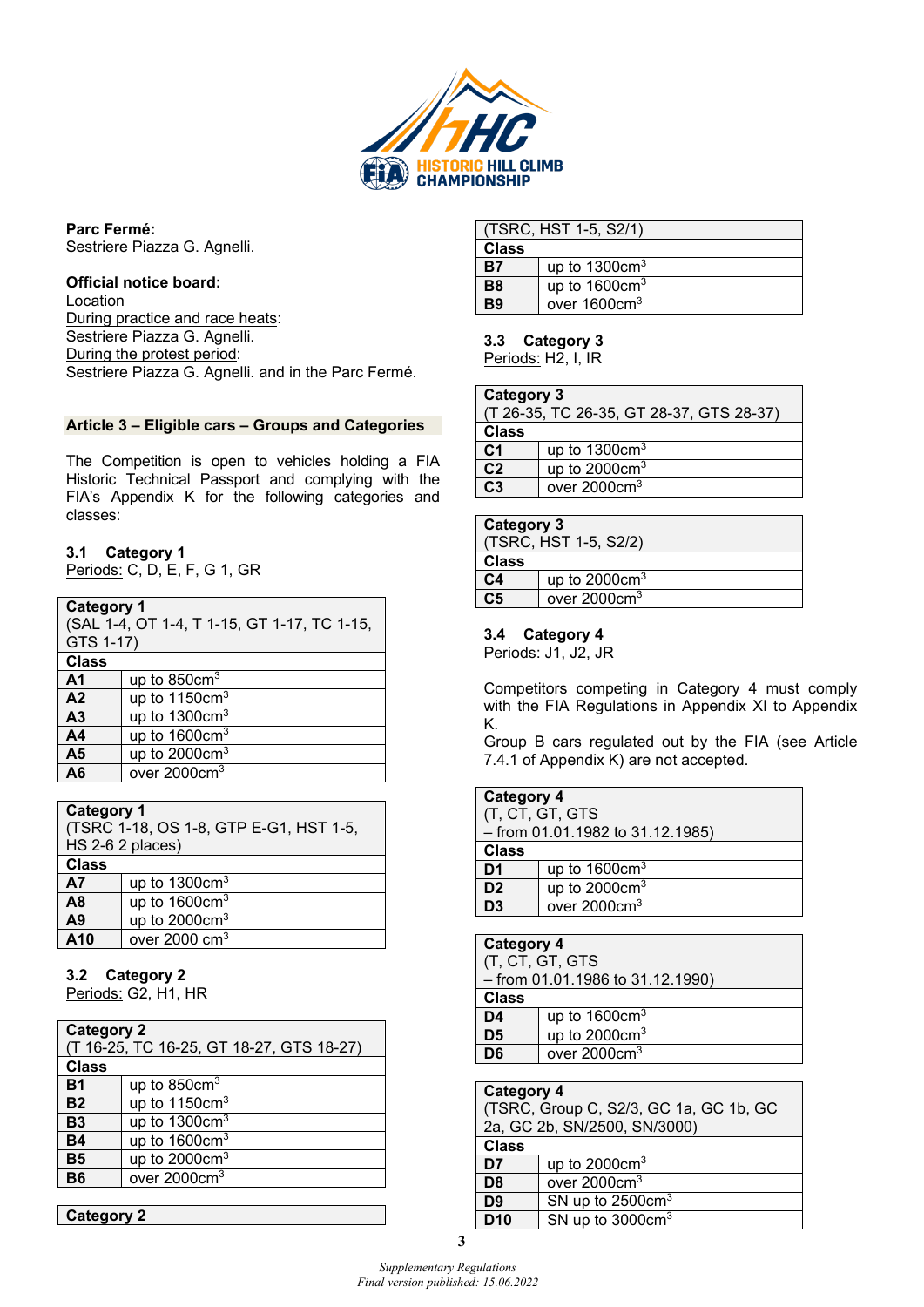**Parc Fermé:**
Sestriere Piazza G. Agnelli.

**Official notice board:**
Location
During practice and race heats:
Sestriere Piazza G. Agnelli.
During the protest period:
Sestriere Piazza G. Agnelli. and in the Parc Fermé.

## Article 3 – Eligible cars – Groups and Categories

The Competition is open to vehicles holding a FIA Historic Technical Passport and complying with the FIA's Appendix K for the following categories and classes:

### 3.1 Category 1

Periods: C, D, E, F, G 1, GR

| Category 1 (SAL 1-4, OT 1-4, T 1-15, GT 1-17, TC 1-15, GTS 1-17) | |
|---|---|
| **Class** | |
| **A1** | up to 850cm³ |
| **A2** | up to 1150cm³ |
| **A3** | up to 1300cm³ |
| **A4** | up to 1600cm³ |
| **A5** | up to 2000cm³ |
| **A6** | over 2000cm³ |

| Category 1 (TSRC 1-18, OS 1-8, GTP E-G1, HST 1-5, HS 2-6 2 places) | |
|---|---|
| **Class** | |
| **A7** | up to 1300cm³ |
| **A8** | up to 1600cm³ |
| **A9** | up to 2000cm³ |
| **A10** | over 2000 cm³ |

### 3.2 Category 2

Periods: G2, H1, HR

| Category 2 (T 16-25, TC 16-25, GT 18-27, GTS 18-27) | |
|---|---|
| **Class** | |
| **B1** | up to 850cm³ |
| **B2** | up to 1150cm³ |
| **B3** | up to 1300cm³ |
| **B4** | up to 1600cm³ |
| **B5** | up to 2000cm³ |
| **B6** | over 2000cm³ |

| Category 2 (TSRC, HST 1-5, S2/1) | |
|---|---|
| **Class** | |
| **B7** | up to 1300cm³ |
| **B8** | up to 1600cm³ |
| **B9** | over 1600cm³ |

### 3.3 Category 3

Periods: H2, I, IR

| Category 3 (T 26-35, TC 26-35, GT 28-37, GTS 28-37) | |
|---|---|
| **Class** | |
| **C1** | up to 1300cm³ |
| **C2** | up to 2000cm³ |
| **C3** | over 2000cm³ |

| Category 3 (TSRC, HST 1-5, S2/2) | |
|---|---|
| **Class** | |
| **C4** | up to 2000cm³ |
| **C5** | over 2000cm³ |

### 3.4 Category 4

Periods: J1, J2, JR

Competitors competing in Category 4 must comply with the FIA Regulations in Appendix XI to Appendix K.
Group B cars regulated out by the FIA (see Article 7.4.1 of Appendix K) are not accepted.

| Category 4 (T, CT, GT, GTS – from 01.01.1982 to 31.12.1985) | |
|---|---|
| **Class** | |
| **D1** | up to 1600cm³ |
| **D2** | up to 2000cm³ |
| **D3** | over 2000cm³ |

| Category 4 (T, CT, GT, GTS – from 01.01.1986 to 31.12.1990) | |
|---|---|
| **Class** | |
| **D4** | up to 1600cm³ |
| **D5** | up to 2000cm³ |
| **D6** | over 2000cm³ |

| Category 4 (TSRC, Group C, S2/3, GC 1a, GC 1b, GC 2a, GC 2b, SN/2500, SN/3000) | |
|---|---|
| **Class** | |
| **D7** | up to 2000cm³ |
| **D8** | over 2000cm³ |
| **D9** | SN up to 2500cm³ |
| **D10** | SN up to 3000cm³ |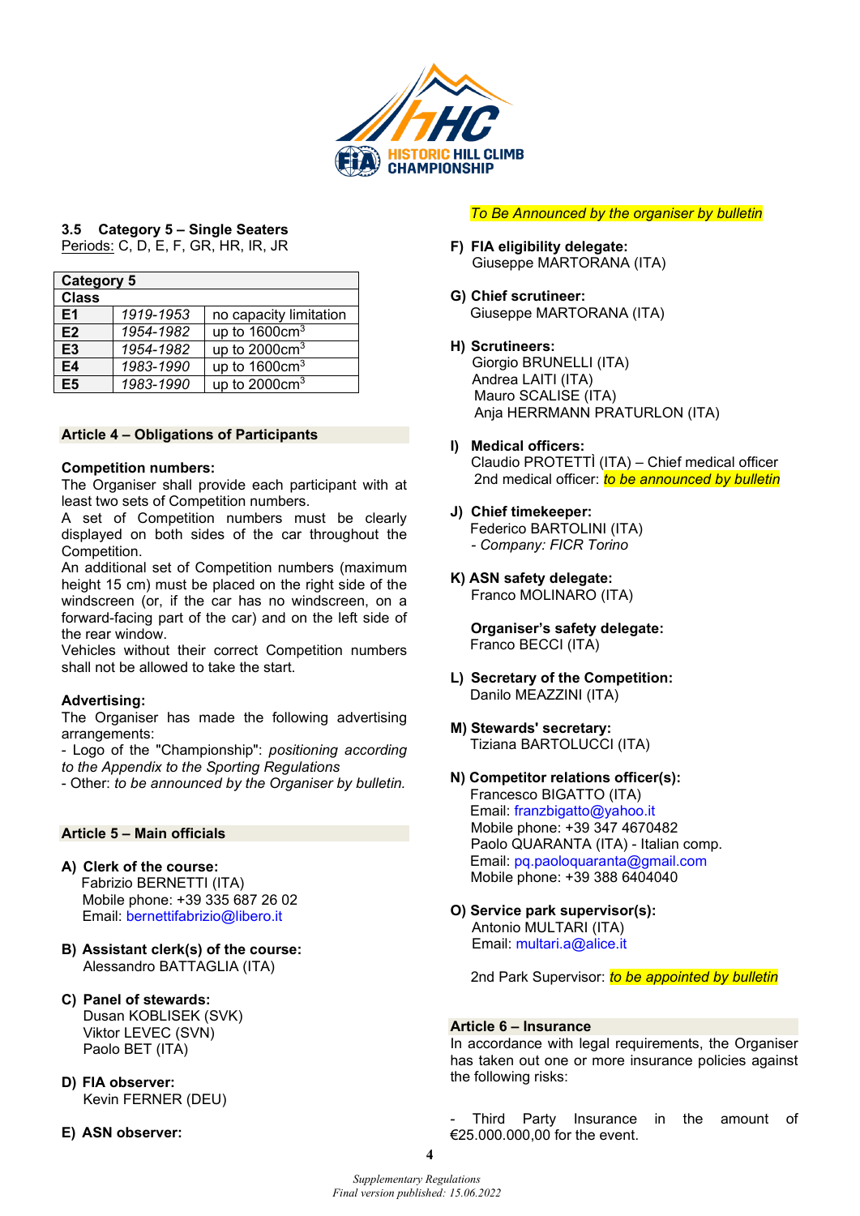### 3.5 Category 5 – Single Seaters

Periods: C, D, E, F, GR, HR, IR, JR

| Category 5 | | |
|---|---|---|
| **Class** | | |
| **E1** | *1919-1953* | no capacity limitation |
| **E2** | *1954-1982* | up to $1600cm^3$ |
| **E3** | *1954-1982* | up to $2000cm^3$ |
| **E4** | *1983-1990* | up to $1600cm^3$ |
| **E5** | *1983-1990* | up to $2000cm^3$ |

## Article 4 – Obligations of Participants

**Competition numbers:**

The Organiser shall provide each participant with at least two sets of Competition numbers.

A set of Competition numbers must be clearly displayed on both sides of the car throughout the Competition.

An additional set of Competition numbers (maximum height 15 cm) must be placed on the right side of the windscreen (or, if the car has no windscreen, on a forward-facing part of the car) and on the left side of the rear window.

Vehicles without their correct Competition numbers shall not be allowed to take the start.

**Advertising:**

The Organiser has made the following advertising arrangements:

- Logo of the "Championship": *positioning according to the Appendix to the Sporting Regulations*
- Other: *to be announced by the Organiser by bulletin.*

## Article 5 – Main officials

**A) Clerk of the course:**
Fabrizio BERNETTI (ITA)
Mobile phone: +39 335 687 26 02
Email: bernettifabrizio@libero.it

**B) Assistant clerk(s) of the course:**
Alessandro BATTAGLIA (ITA)

**C) Panel of stewards:**
Dusan KOBLISEK (SVK)
Viktor LEVEC (SVN)
Paolo BET (ITA)

**D) FIA observer:**
Kevin FERNER (DEU)

**E) ASN observer:**
*To Be Announced by the organiser by bulletin*

**F) FIA eligibility delegate:**
Giuseppe MARTORANA (ITA)

**G) Chief scrutineer:**
Giuseppe MARTORANA (ITA)

**H) Scrutineers:**
Giorgio BRUNELLI (ITA)
Andrea LAITI (ITA)
Mauro SCALISE (ITA)
Anja HERRMANN PRATURLON (ITA)

**I) Medical officers:**
Claudio PROTETTÌ (ITA) – Chief medical officer
2nd medical officer: *to be announced by bulletin*

**J) Chief timekeeper:**
Federico BARTOLINI (ITA)
- *Company: FICR Torino*

**K) ASN safety delegate:**
Franco MOLINARO (ITA)

**Organiser's safety delegate:**
Franco BECCI (ITA)

**L) Secretary of the Competition:**
Danilo MEAZZINI (ITA)

**M) Stewards' secretary:**
Tiziana BARTOLUCCI (ITA)

**N) Competitor relations officer(s):**
Francesco BIGATTO (ITA)
Email: franzbigatto@yahoo.it
Mobile phone: +39 347 4670482
Paolo QUARANTA (ITA) - Italian comp.
Email: pq.paoloquaranta@gmail.com
Mobile phone: +39 388 6404040

**O) Service park supervisor(s):**
Antonio MULTARI (ITA)
Email: multari.a@alice.it

2nd Park Supervisor: *to be appointed by bulletin*

## Article 6 – Insurance

In accordance with legal requirements, the Organiser has taken out one or more insurance policies against the following risks:

- Third Party Insurance in the amount of €25.000.000,00 for the event.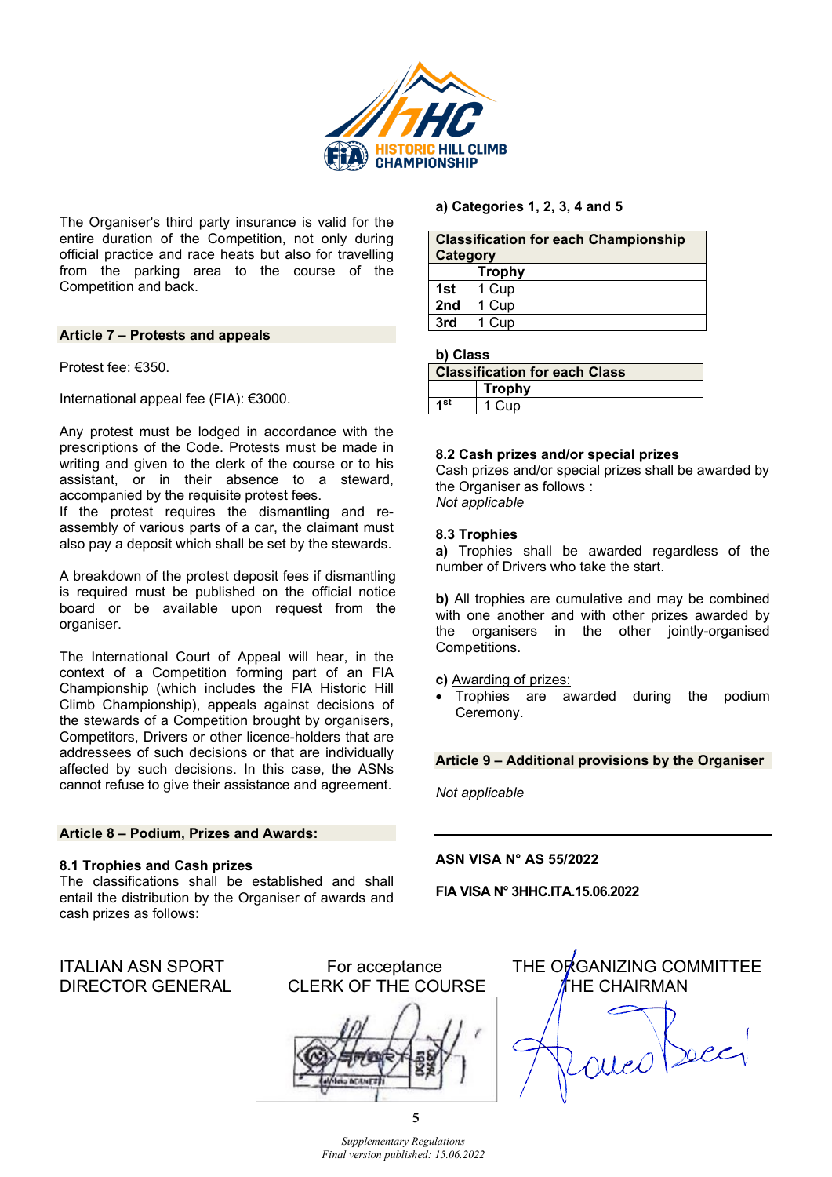The Organiser's third party insurance is valid for the entire duration of the Competition, not only during official practice and race heats but also for travelling from the parking area to the course of the Competition and back.

## Article 7 – Protests and appeals

Protest fee: €350.

International appeal fee (FIA): €3000.

Any protest must be lodged in accordance with the prescriptions of the Code. Protests must be made in writing and given to the clerk of the course or to his assistant, or in their absence to a steward, accompanied by the requisite protest fees.
If the protest requires the dismantling and re-assembly of various parts of a car, the claimant must also pay a deposit which shall be set by the stewards.

A breakdown of the protest deposit fees if dismantling is required must be published on the official notice board or be available upon request from the organiser.

The International Court of Appeal will hear, in the context of a Competition forming part of an FIA Championship (which includes the FIA Historic Hill Climb Championship), appeals against decisions of the stewards of a Competition brought by organisers, Competitors, Drivers or other licence-holders that are addressees of such decisions or that are individually affected by such decisions. In this case, the ASNs cannot refuse to give their assistance and agreement.

## Article 8 – Podium, Prizes and Awards:

### 8.1 Trophies and Cash prizes

The classifications shall be established and shall entail the distribution by the Organiser of awards and cash prizes as follows:

**a) Categories 1, 2, 3, 4 and 5**

| **Classification for each Championship Category** | |
|---|---|
| | **Trophy** |
| **1st** | 1 Cup |
| **2nd** | 1 Cup |
| **3rd** | 1 Cup |

**b) Class**

| **Classification for each Class** | |
|---|---|
| | **Trophy** |
| **1st** | 1 Cup |

### 8.2 Cash prizes and/or special prizes

Cash prizes and/or special prizes shall be awarded by the Organiser as follows :
*Not applicable*

### 8.3 Trophies

**a)** Trophies shall be awarded regardless of the number of Drivers who take the start.

**b)** All trophies are cumulative and may be combined with one another and with other prizes awarded by the organisers in the other jointly-organised Competitions.

**c)** Awarding of prizes:

- Trophies are awarded during the podium Ceremony.

## Article 9 – Additional provisions by the Organiser

*Not applicable*

---

**ASN VISA N° AS 55/2022**

**FIA VISA N° 3HHC.ITA.15.06.2022**

ITALIAN ASN SPORT
DIRECTOR GENERAL

For acceptance
CLERK OF THE COURSE

THE ORGANIZING COMMITTEE
THE CHAIRMAN

*Supplementary Regulations*
*Final version published: 15.06.2022*